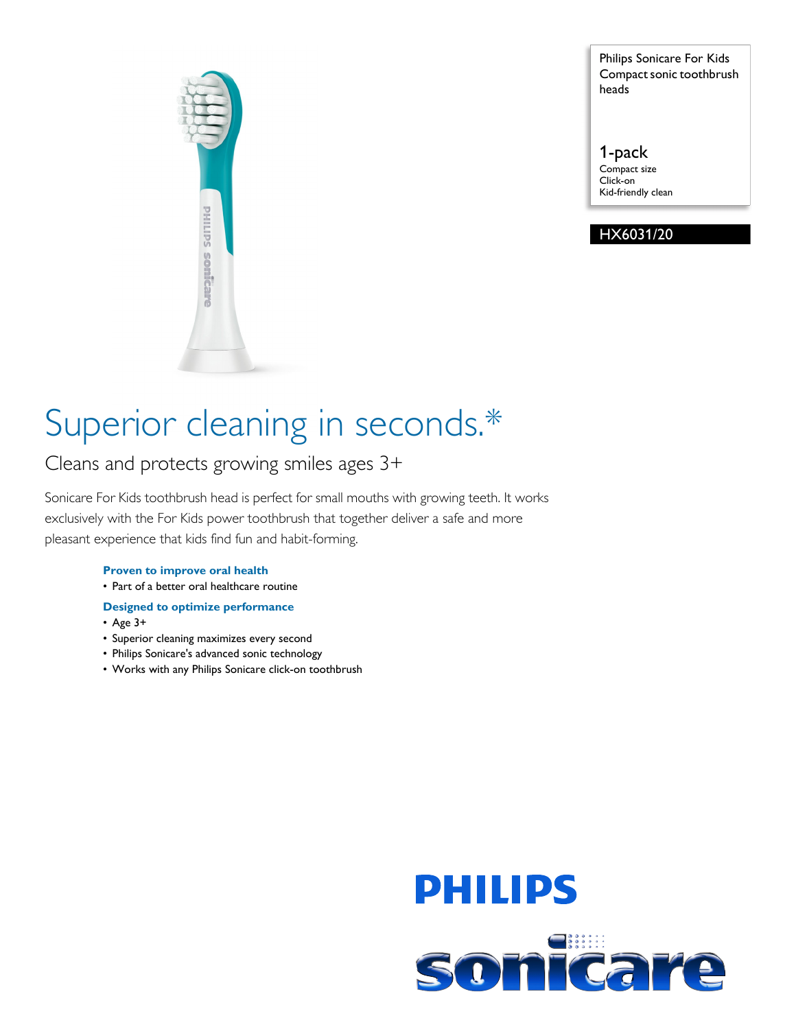Philips Sonicare For Kids Compact sonic toothbrush heads

1-pack
Compact size
Click-on
Kid-friendly clean

HX6031/20

# Superior cleaning in seconds.*

## Cleans and protects growing smiles ages 3+

Sonicare For Kids toothbrush head is perfect for small mouths with growing teeth. It works exclusively with the For Kids power toothbrush that together deliver a safe and more pleasant experience that kids find fun and habit-forming.

**Proven to improve oral health**

- Part of a better oral healthcare routine

**Designed to optimize performance**

- Age 3+
- Superior cleaning maximizes every second
- Philips Sonicare's advanced sonic technology
- Works with any Philips Sonicare click-on toothbrush

PHILIPS

sonicare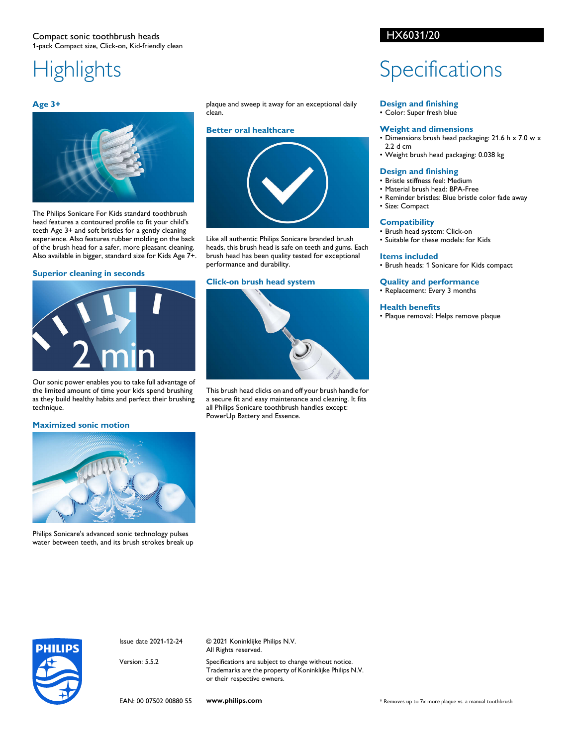Compact sonic toothbrush heads
1-pack Compact size, Click-on, Kid-friendly clean

HX6031/20

# Highlights

## Age 3+

The Philips Sonicare For Kids standard toothbrush head features a contoured profile to fit your child's teeth Age 3+ and soft bristles for a gently cleaning experience. Also features rubber molding on the back of the brush head for a safer, more pleasant cleaning. Also available in bigger, standard size for Kids Age 7+.

## Superior cleaning in seconds

Our sonic power enables you to take full advantage of the limited amount of time your kids spend brushing as they build healthy habits and perfect their brushing technique.

## Maximized sonic motion

Philips Sonicare's advanced sonic technology pulses water between teeth, and its brush strokes break up plaque and sweep it away for an exceptional daily clean.

## Better oral healthcare

Like all authentic Philips Sonicare branded brush heads, this brush head is safe on teeth and gums. Each brush head has been quality tested for exceptional performance and durability.

## Click-on brush head system

This brush head clicks on and off your brush handle for a secure fit and easy maintenance and cleaning. It fits all Philips Sonicare toothbrush handles except: PowerUp Battery and Essence.

# Specifications

## Design and finishing

- Color: Super fresh blue

## Weight and dimensions

- Dimensions brush head packaging: 21.6 h x 7.0 w x 2.2 d cm
- Weight brush head packaging: 0.038 kg

## Design and finishing

- Bristle stiffness feel: Medium
- Material brush head: BPA-Free
- Reminder bristles: Blue bristle color fade away
- Size: Compact

## Compatibility

- Brush head system: Click-on
- Suitable for these models: for Kids

## Items included

- Brush heads: 1 Sonicare for Kids compact

## Quality and performance

- Replacement: Every 3 months

## Health benefits

- Plaque removal: Helps remove plaque

Issue date 2021-12-24

Version: 5.5.2

EAN: 00 07502 00880 55

© 2021 Koninklijke Philips N.V.
All Rights reserved.

Specifications are subject to change without notice. Trademarks are the property of Koninklijke Philips N.V. or their respective owners.

www.philips.com

* Removes up to 7x more plaque vs. a manual toothbrush